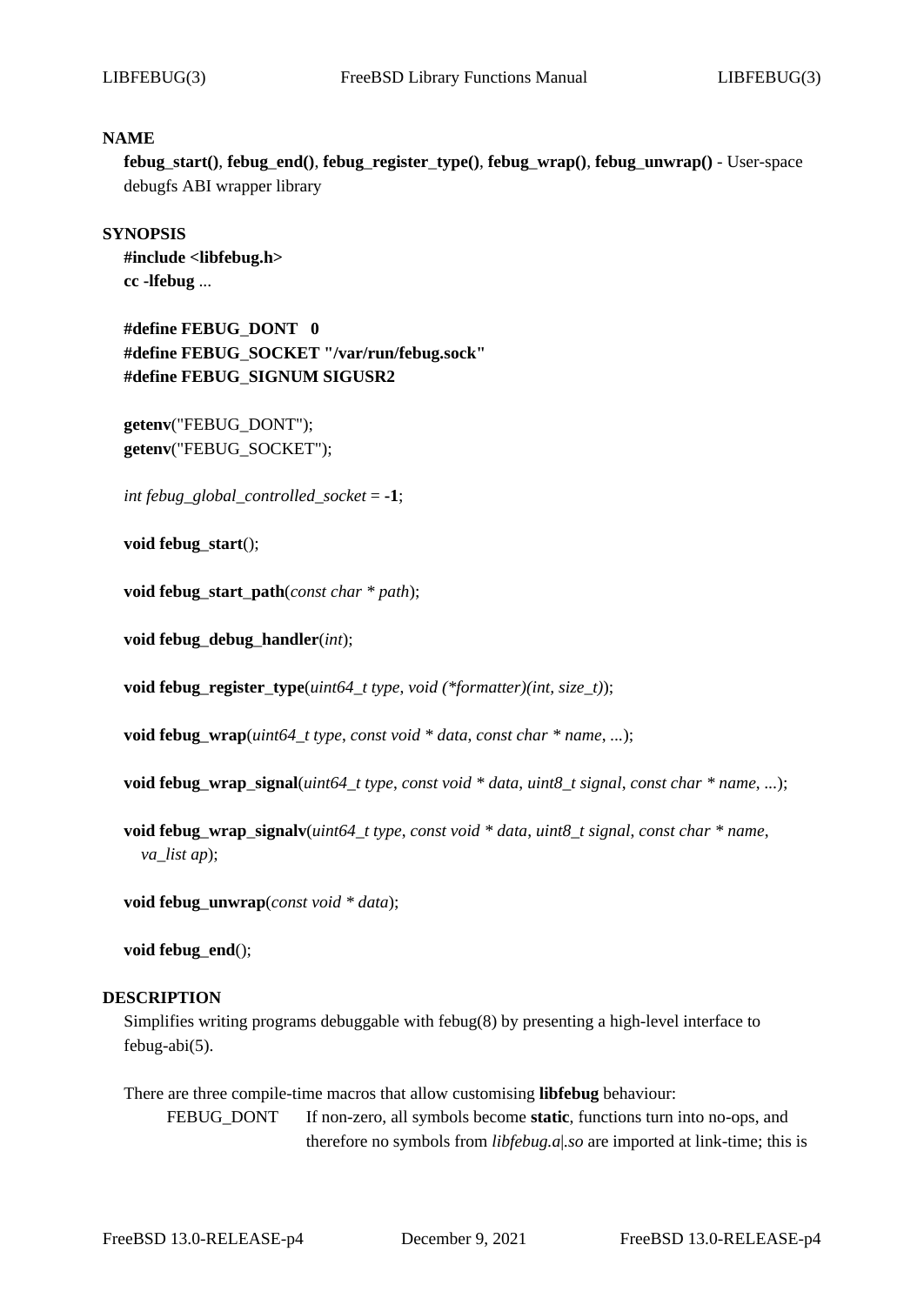## NAME

**febug_start()**, **febug_end()**, **febug_register_type()**, **febug_wrap()**, **febug_unwrap()** - User-space debugfs ABI wrapper library

## SYNOPSIS

**#include <libfebug.h>**
**cc -lfebug** ...

**#define FEBUG_DONT 0**
**#define FEBUG_SOCKET "/var/run/febug.sock"**
**#define FEBUG_SIGNUM SIGUSR2**

**getenv**("FEBUG_DONT");
**getenv**("FEBUG_SOCKET");

*int febug_global_controlled_socket* = **-1**;

**void febug_start**();

**void febug_start_path**(*const char * path*);

**void febug_debug_handler**(*int*);

**void febug_register_type**(*uint64_t type*, *void (*formatter)(int, size_t)*);

**void febug_wrap**(*uint64_t type*, *const void * data*, *const char * name*, *...*);

**void febug_wrap_signal**(*uint64_t type*, *const void * data*, *uint8_t signal*, *const char * name*, *...*);

**void febug_wrap_signalv**(*uint64_t type*, *const void * data*, *uint8_t signal*, *const char * name*, *va_list ap*);

**void febug_unwrap**(*const void * data*);

**void febug_end**();

## DESCRIPTION

Simplifies writing programs debuggable with febug(8) by presenting a high-level interface to febug-abi(5).

There are three compile-time macros that allow customising **libfebug** behaviour:

FEBUG_DONT — If non-zero, all symbols become **static**, functions turn into no-ops, and therefore no symbols from *libfebug.a|.so* are imported at link-time; this is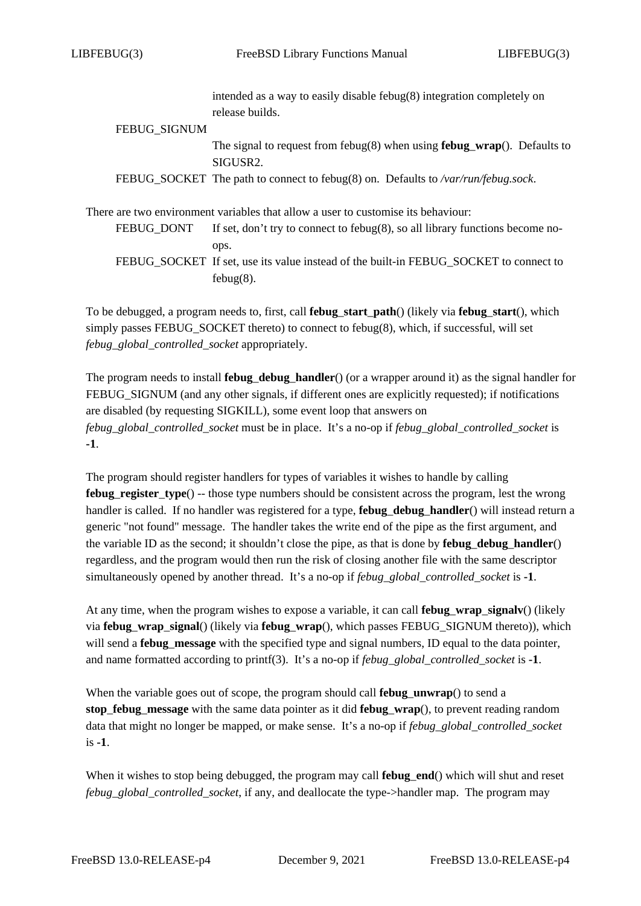intended as a way to easily disable febug(8) integration completely on release builds.

FEBUG_SIGNUM
: The signal to request from febug(8) when using **febug_wrap**(). Defaults to SIGUSR2.

FEBUG_SOCKET
: The path to connect to febug(8) on. Defaults to */var/run/febug.sock*.

There are two environment variables that allow a user to customise its behaviour:

FEBUG_DONT
: If set, don't try to connect to febug(8), so all library functions become no-ops.

FEBUG_SOCKET
: If set, use its value instead of the built-in FEBUG_SOCKET to connect to febug(8).

To be debugged, a program needs to, first, call **febug_start_path**() (likely via **febug_start**(), which simply passes FEBUG_SOCKET thereto) to connect to febug(8), which, if successful, will set *febug_global_controlled_socket* appropriately.

The program needs to install **febug_debug_handler**() (or a wrapper around it) as the signal handler for FEBUG_SIGNUM (and any other signals, if different ones are explicitly requested); if notifications are disabled (by requesting SIGKILL), some event loop that answers on *febug_global_controlled_socket* must be in place. It's a no-op if *febug_global_controlled_socket* is **-1**.

The program should register handlers for types of variables it wishes to handle by calling **febug_register_type**() -- those type numbers should be consistent across the program, lest the wrong handler is called. If no handler was registered for a type, **febug_debug_handler**() will instead return a generic "not found" message. The handler takes the write end of the pipe as the first argument, and the variable ID as the second; it shouldn't close the pipe, as that is done by **febug_debug_handler**() regardless, and the program would then run the risk of closing another file with the same descriptor simultaneously opened by another thread. It's a no-op if *febug_global_controlled_socket* is **-1**.

At any time, when the program wishes to expose a variable, it can call **febug_wrap_signalv**() (likely via **febug_wrap_signal**() (likely via **febug_wrap**(), which passes FEBUG_SIGNUM thereto)), which will send a **febug_message** with the specified type and signal numbers, ID equal to the data pointer, and name formatted according to printf(3). It's a no-op if *febug_global_controlled_socket* is **-1**.

When the variable goes out of scope, the program should call **febug_unwrap**() to send a **stop_febug_message** with the same data pointer as it did **febug_wrap**(), to prevent reading random data that might no longer be mapped, or make sense. It's a no-op if *febug_global_controlled_socket* is **-1**.

When it wishes to stop being debugged, the program may call **febug_end**() which will shut and reset *febug_global_controlled_socket*, if any, and deallocate the type->handler map. The program may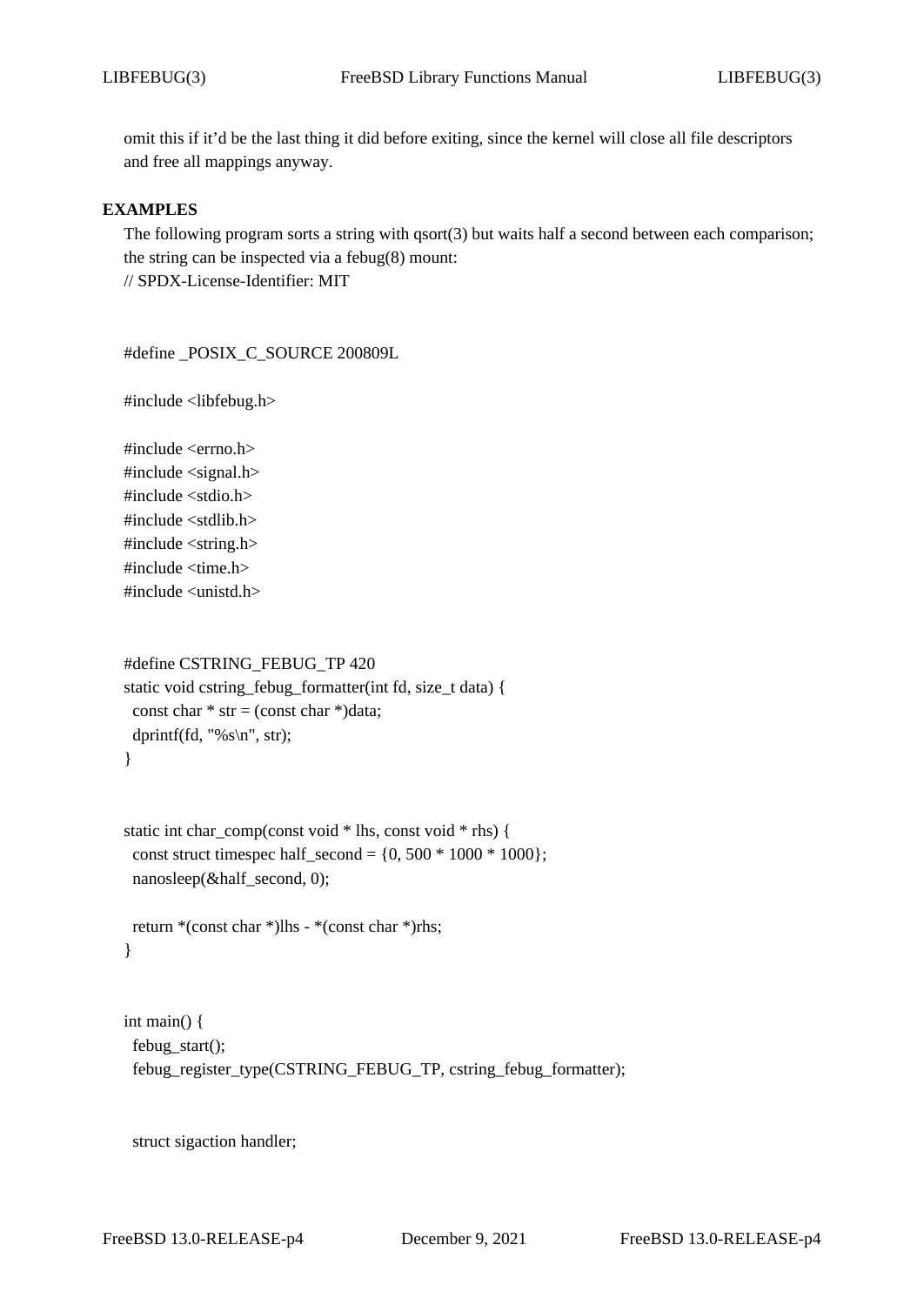omit this if it'd be the last thing it did before exiting, since the kernel will close all file descriptors and free all mappings anyway.

## EXAMPLES

The following program sorts a string with qsort(3) but waits half a second between each comparison; the string can be inspected via a febug(8) mount:

```
// SPDX-License-Identifier: MIT


#define _POSIX_C_SOURCE 200809L

#include <libfebug.h>

#include <errno.h>
#include <signal.h>
#include <stdio.h>
#include <stdlib.h>
#include <string.h>
#include <time.h>
#include <unistd.h>


#define CSTRING_FEBUG_TP 420
static void cstring_febug_formatter(int fd, size_t data) {
  const char * str = (const char *)data;
  dprintf(fd, "%s\n", str);
}


static int char_comp(const void * lhs, const void * rhs) {
  const struct timespec half_second = {0, 500 * 1000 * 1000};
  nanosleep(&half_second, 0);

  return *(const char *)lhs - *(const char *)rhs;
}


int main() {
  febug_start();
  febug_register_type(CSTRING_FEBUG_TP, cstring_febug_formatter);


  struct sigaction handler;
```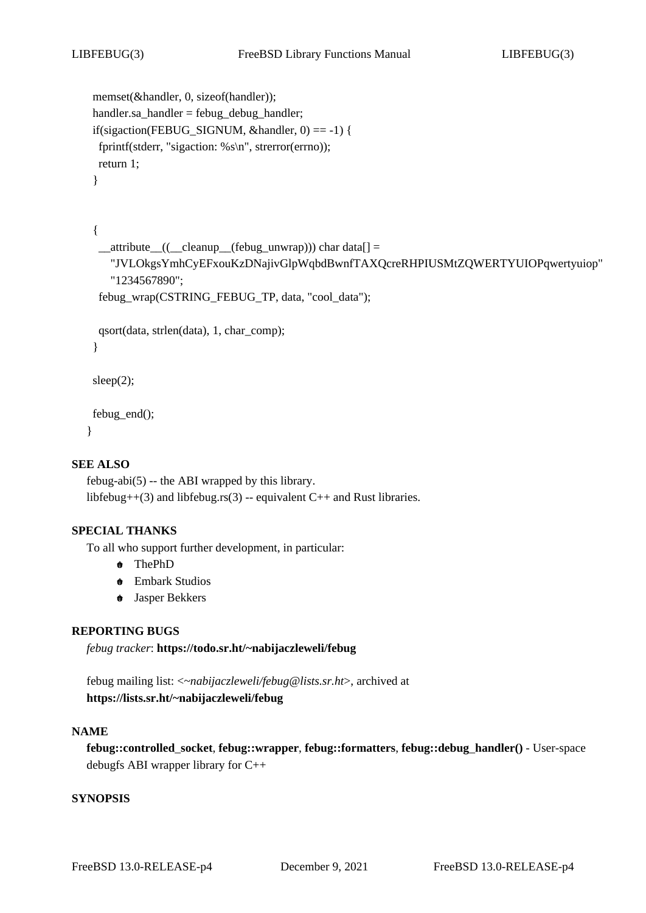```
  memset(&handler, 0, sizeof(handler));
  handler.sa_handler = febug_debug_handler;
  if(sigaction(FEBUG_SIGNUM, &handler, 0) == -1) {
    fprintf(stderr, "sigaction: %s\n", strerror(errno));
    return 1;
  }


  {
    __attribute__((__cleanup__(febug_unwrap))) char data[] =
        "JVLOkgsYmhCyEFxouKzDNajivGlpWqbdBwnfTAXQcreRHPIUSMtZQWERTYUIOPqwertyuiop"
        "1234567890";
    febug_wrap(CSTRING_FEBUG_TP, data, "cool_data");

    qsort(data, strlen(data), 1, char_comp);
  }

  sleep(2);

  febug_end();
}
```

## SEE ALSO

febug-abi(5) -- the ABI wrapped by this library.
libfebug++(3) and libfebug.rs(3) -- equivalent C++ and Rust libraries.

## SPECIAL THANKS

To all who support further development, in particular:

- ThePhD
- Embark Studios
- Jasper Bekkers

## REPORTING BUGS

*febug tracker*: **https://todo.sr.ht/~nabijaczleweli/febug**

febug mailing list: <*~nabijaczleweli/febug@lists.sr.ht*>, archived at **https://lists.sr.ht/~nabijaczleweli/febug**

## NAME

**febug::controlled_socket**, **febug::wrapper**, **febug::formatters**, **febug::debug_handler()** - User-space debugfs ABI wrapper library for C++

## SYNOPSIS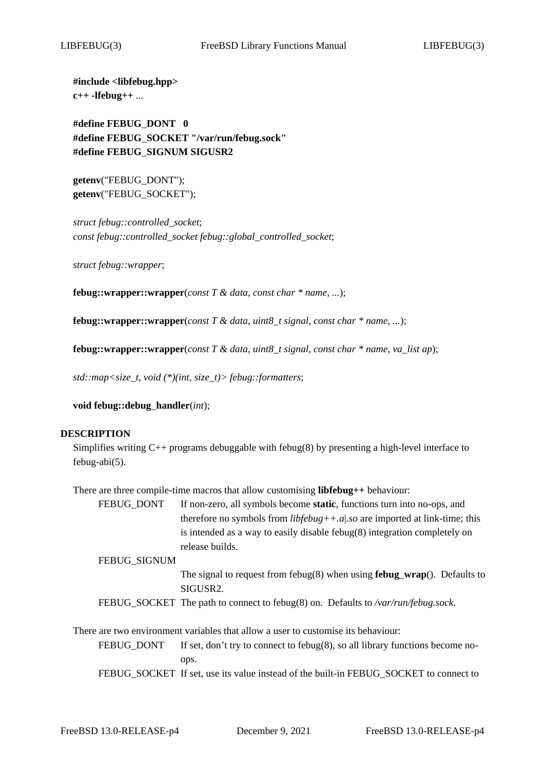**#include <libfebug.hpp>**
**c++ -lfebug++** ...

**#define FEBUG_DONT 0**
**#define FEBUG_SOCKET "/var/run/febug.sock"**
**#define FEBUG_SIGNUM SIGUSR2**

**getenv**("FEBUG_DONT");
**getenv**("FEBUG_SOCKET");

*struct febug::controlled_socket*;
*const febug::controlled_socket febug::global_controlled_socket*;

*struct febug::wrapper*;

**febug::wrapper::wrapper**(*const T & data*, *const char * name*, *...*);

**febug::wrapper::wrapper**(*const T & data*, *uint8_t signal*, *const char * name*, *...*);

**febug::wrapper::wrapper**(*const T & data*, *uint8_t signal*, *const char * name*, *va_list ap*);

*std::map<size_t, void (*)(int, size_t)> febug::formatters*;

**void febug::debug_handler**(*int*);

## DESCRIPTION

Simplifies writing C++ programs debuggable with febug(8) by presenting a high-level interface to febug-abi(5).

There are three compile-time macros that allow customising **libfebug++** behaviour:

FEBUG_DONT
: If non-zero, all symbols become **static**, functions turn into no-ops, and therefore no symbols from *libfebug++.a|.so* are imported at link-time; this is intended as a way to easily disable febug(8) integration completely on release builds.

FEBUG_SIGNUM
: The signal to request from febug(8) when using **febug_wrap**(). Defaults to SIGUSR2.

FEBUG_SOCKET
: The path to connect to febug(8) on. Defaults to */var/run/febug.sock*.

There are two environment variables that allow a user to customise its behaviour:

FEBUG_DONT
: If set, don't try to connect to febug(8), so all library functions become no-ops.

FEBUG_SOCKET
: If set, use its value instead of the built-in FEBUG_SOCKET to connect to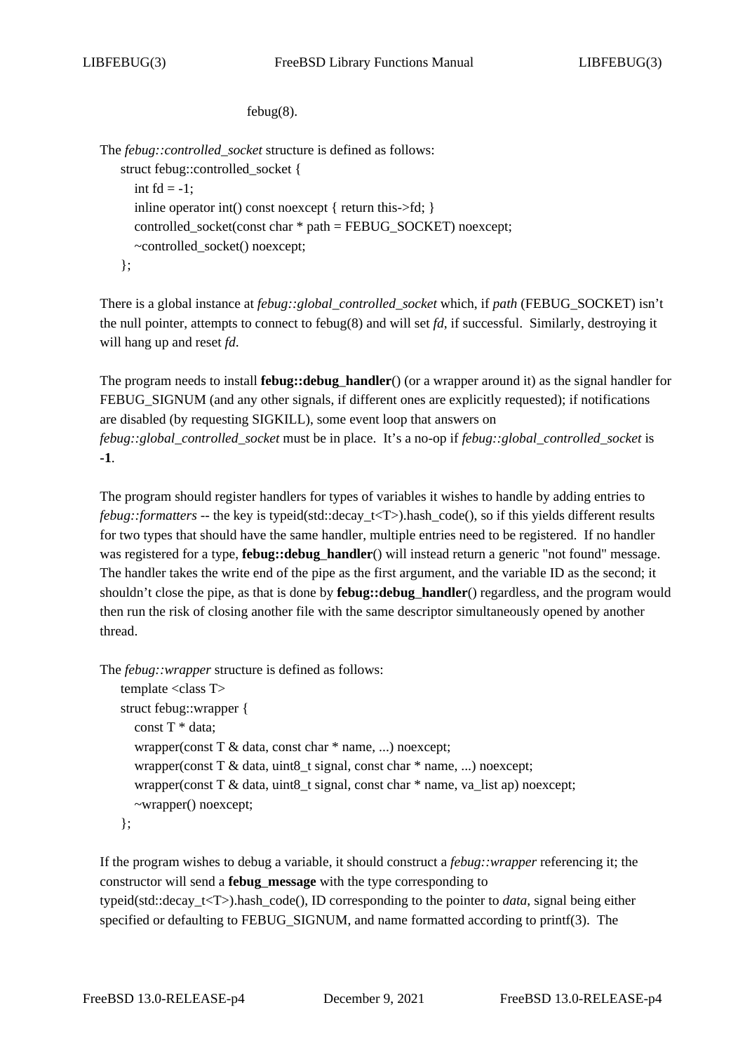febug(8).

The *febug::controlled_socket* structure is defined as follows:

```
struct febug::controlled_socket {
    int fd = -1;
    inline operator int() const noexcept { return this->fd; }
    controlled_socket(const char * path = FEBUG_SOCKET) noexcept;
    ~controlled_socket() noexcept;
};
```

There is a global instance at *febug::global_controlled_socket* which, if *path* (FEBUG_SOCKET) isn't the null pointer, attempts to connect to febug(8) and will set *fd*, if successful. Similarly, destroying it will hang up and reset *fd*.

The program needs to install **febug::debug_handler**() (or a wrapper around it) as the signal handler for FEBUG_SIGNUM (and any other signals, if different ones are explicitly requested); if notifications are disabled (by requesting SIGKILL), some event loop that answers on *febug::global_controlled_socket* must be in place. It's a no-op if *febug::global_controlled_socket* is **-1**.

The program should register handlers for types of variables it wishes to handle by adding entries to *febug::formatters* -- the key is typeid(std::decay_t<T>).hash_code(), so if this yields different results for two types that should have the same handler, multiple entries need to be registered. If no handler was registered for a type, **febug::debug_handler**() will instead return a generic "not found" message. The handler takes the write end of the pipe as the first argument, and the variable ID as the second; it shouldn't close the pipe, as that is done by **febug::debug_handler**() regardless, and the program would then run the risk of closing another file with the same descriptor simultaneously opened by another thread.

The *febug::wrapper* structure is defined as follows:

```
template <class T>
struct febug::wrapper {
    const T * data;
    wrapper(const T & data, const char * name, ...) noexcept;
    wrapper(const T & data, uint8_t signal, const char * name, ...) noexcept;
    wrapper(const T & data, uint8_t signal, const char * name, va_list ap) noexcept;
    ~wrapper() noexcept;
};
```

If the program wishes to debug a variable, it should construct a *febug::wrapper* referencing it; the constructor will send a **febug_message** with the type corresponding to typeid(std::decay_t<T>).hash_code(), ID corresponding to the pointer to *data*, signal being either specified or defaulting to FEBUG_SIGNUM, and name formatted according to printf(3). The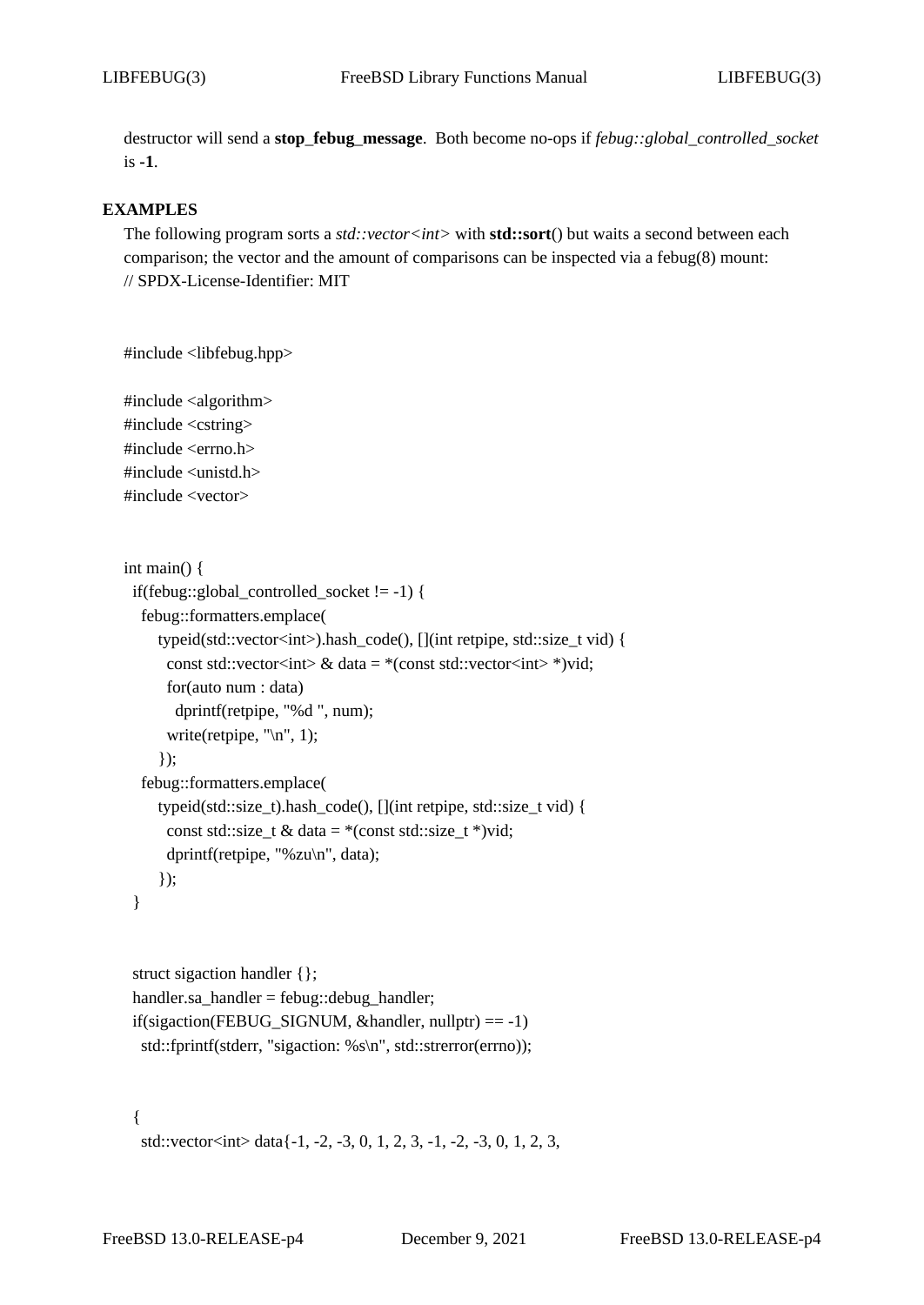destructor will send a **stop_febug_message**. Both become no-ops if *febug::global_controlled_socket* is **-1**.

## EXAMPLES

The following program sorts a *std::vector<int>* with **std::sort**() but waits a second between each comparison; the vector and the amount of comparisons can be inspected via a febug(8) mount:

```
// SPDX-License-Identifier: MIT


#include <libfebug.hpp>

#include <algorithm>
#include <cstring>
#include <errno.h>
#include <unistd.h>
#include <vector>


int main() {
  if(febug::global_controlled_socket != -1) {
    febug::formatters.emplace(
      typeid(std::vector<int>).hash_code(), [](int retpipe, std::size_t vid) {
        const std::vector<int> & data = *(const std::vector<int> *)vid;
        for(auto num : data)
          dprintf(retpipe, "%d ", num);
        write(retpipe, "\n", 1);
      });
    febug::formatters.emplace(
      typeid(std::size_t).hash_code(), [](int retpipe, std::size_t vid) {
        const std::size_t & data = *(const std::size_t *)vid;
        dprintf(retpipe, "%zu\n", data);
      });
  }


  struct sigaction handler {};
  handler.sa_handler = febug::debug_handler;
  if(sigaction(FEBUG_SIGNUM, &handler, nullptr) == -1)
    std::fprintf(stderr, "sigaction: %s\n", std::strerror(errno));


  {
    std::vector<int> data{-1, -2, -3, 0, 1, 2, 3, -1, -2, -3, 0, 1, 2, 3,
```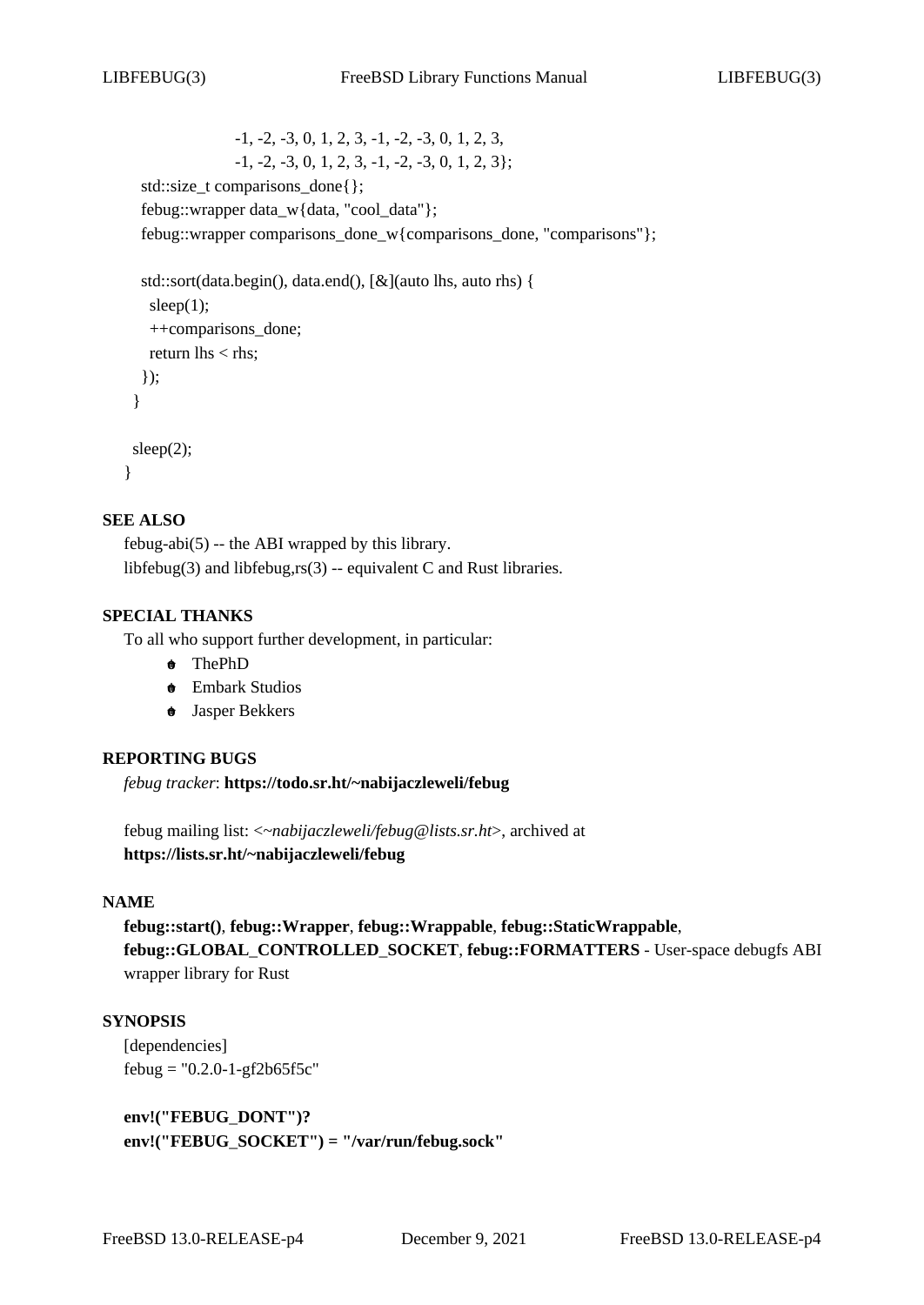```
                    -1, -2, -3, 0, 1, 2, 3, -1, -2, -3, 0, 1, 2, 3,
                    -1, -2, -3, 0, 1, 2, 3, -1, -2, -3, 0, 1, 2, 3};
    std::size_t comparisons_done{};
    febug::wrapper data_w{data, "cool_data"};
    febug::wrapper comparisons_done_w{comparisons_done, "comparisons"};

    std::sort(data.begin(), data.end(), [&](auto lhs, auto rhs) {
      sleep(1);
      ++comparisons_done;
      return lhs < rhs;
    });
  }

  sleep(2);
}
```

## SEE ALSO

febug-abi(5) -- the ABI wrapped by this library.
libfebug(3) and libfebug,rs(3) -- equivalent C and Rust libraries.

## SPECIAL THANKS

To all who support further development, in particular:

- ThePhD
- Embark Studios
- Jasper Bekkers

## REPORTING BUGS

*febug tracker*: **https://todo.sr.ht/~nabijaczleweli/febug**

febug mailing list: <*~nabijaczleweli/febug@lists.sr.ht*>, archived at **https://lists.sr.ht/~nabijaczleweli/febug**

## NAME

**febug::start()**, **febug::Wrapper**, **febug::Wrappable**, **febug::StaticWrappable**, **febug::GLOBAL_CONTROLLED_SOCKET**, **febug::FORMATTERS** - User-space debugfs ABI wrapper library for Rust

## SYNOPSIS

```
[dependencies]
febug = "0.2.0-1-gf2b65f5c"
```

**env!("FEBUG_DONT")?**
**env!("FEBUG_SOCKET") = "/var/run/febug.sock"**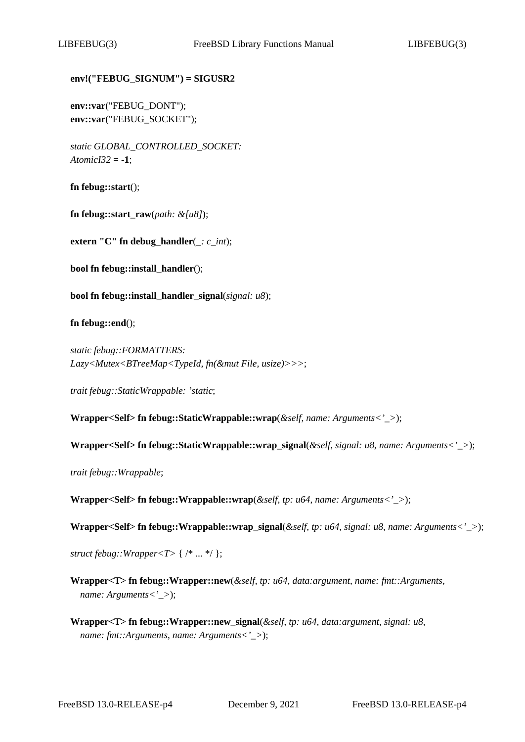**env!("FEBUG_SIGNUM") = SIGUSR2**

**env::var**("FEBUG_DONT");
**env::var**("FEBUG_SOCKET");

*static GLOBAL_CONTROLLED_SOCKET: AtomicI32* = **-1**;

**fn febug::start**();

**fn febug::start_raw**(*path: &[u8]*);

**extern "C" fn debug_handler**(*_: c_int*);

**bool fn febug::install_handler**();

**bool fn febug::install_handler_signal**(*signal: u8*);

**fn febug::end**();

*static febug::FORMATTERS: Lazy<Mutex<BTreeMap<TypeId, fn(&mut File, usize)>>>*;

*trait febug::StaticWrappable: 'static*;

**Wrapper<Self> fn febug::StaticWrappable::wrap**(*&self*, *name: Arguments<'_>*);

**Wrapper<Self> fn febug::StaticWrappable::wrap_signal**(*&self*, *signal: u8*, *name: Arguments<'_>*);

*trait febug::Wrappable*;

**Wrapper<Self> fn febug::Wrappable::wrap**(*&self*, *tp: u64*, *name: Arguments<'_>*);

**Wrapper<Self> fn febug::Wrappable::wrap_signal**(*&self*, *tp: u64*, *signal: u8*, *name: Arguments<'_>*);

*struct febug::Wrapper<T>* { /* ... */ };

**Wrapper<T> fn febug::Wrapper::new**(*&self*, *tp: u64*, *data:argument*, *name: fmt::Arguments*, *name: Arguments<'_>*);

**Wrapper<T> fn febug::Wrapper::new_signal**(*&self*, *tp: u64*, *data:argument*, *signal: u8*, *name: fmt::Arguments*, *name: Arguments<'_>*);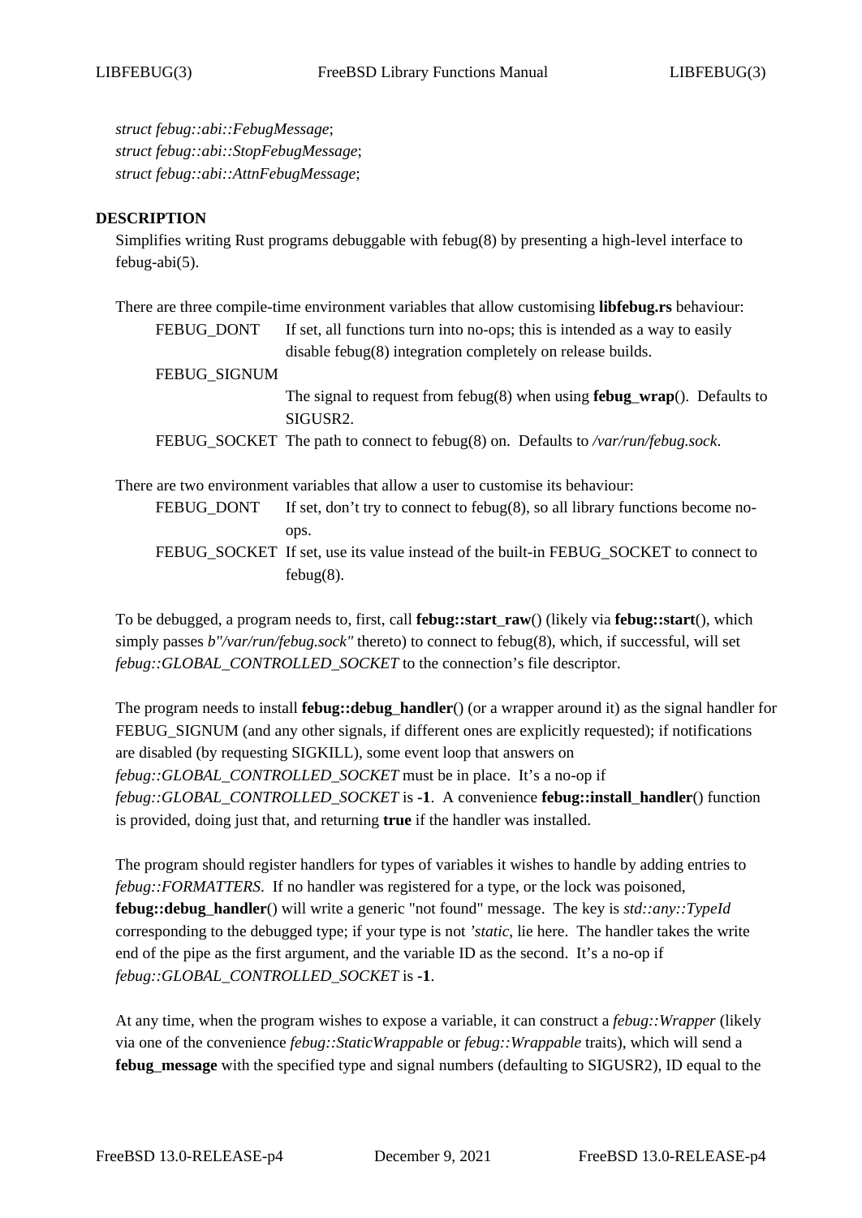*struct febug::abi::FebugMessage*;
*struct febug::abi::StopFebugMessage*;
*struct febug::abi::AttnFebugMessage*;

## DESCRIPTION

Simplifies writing Rust programs debuggable with febug(8) by presenting a high-level interface to febug-abi(5).

There are three compile-time environment variables that allow customising **libfebug.rs** behaviour:

FEBUG_DONT
: If set, all functions turn into no-ops; this is intended as a way to easily disable febug(8) integration completely on release builds.

FEBUG_SIGNUM
: The signal to request from febug(8) when using **febug_wrap**(). Defaults to SIGUSR2.

FEBUG_SOCKET
: The path to connect to febug(8) on. Defaults to */var/run/febug.sock*.

There are two environment variables that allow a user to customise its behaviour:

FEBUG_DONT
: If set, don't try to connect to febug(8), so all library functions become no-ops.

FEBUG_SOCKET
: If set, use its value instead of the built-in FEBUG_SOCKET to connect to febug(8).

To be debugged, a program needs to, first, call **febug::start_raw**() (likely via **febug::start**(), which simply passes *b"/var/run/febug.sock"* thereto) to connect to febug(8), which, if successful, will set *febug::GLOBAL_CONTROLLED_SOCKET* to the connection's file descriptor.

The program needs to install **febug::debug_handler**() (or a wrapper around it) as the signal handler for FEBUG_SIGNUM (and any other signals, if different ones are explicitly requested); if notifications are disabled (by requesting SIGKILL), some event loop that answers on *febug::GLOBAL_CONTROLLED_SOCKET* must be in place. It's a no-op if *febug::GLOBAL_CONTROLLED_SOCKET* is **-1**. A convenience **febug::install_handler**() function is provided, doing just that, and returning **true** if the handler was installed.

The program should register handlers for types of variables it wishes to handle by adding entries to *febug::FORMATTERS*. If no handler was registered for a type, or the lock was poisoned, **febug::debug_handler**() will write a generic "not found" message. The key is *std::any::TypeId* corresponding to the debugged type; if your type is not *'static*, lie here. The handler takes the write end of the pipe as the first argument, and the variable ID as the second. It's a no-op if *febug::GLOBAL_CONTROLLED_SOCKET* is **-1**.

At any time, when the program wishes to expose a variable, it can construct a *febug::Wrapper* (likely via one of the convenience *febug::StaticWrappable* or *febug::Wrappable* traits), which will send a **febug_message** with the specified type and signal numbers (defaulting to SIGUSR2), ID equal to the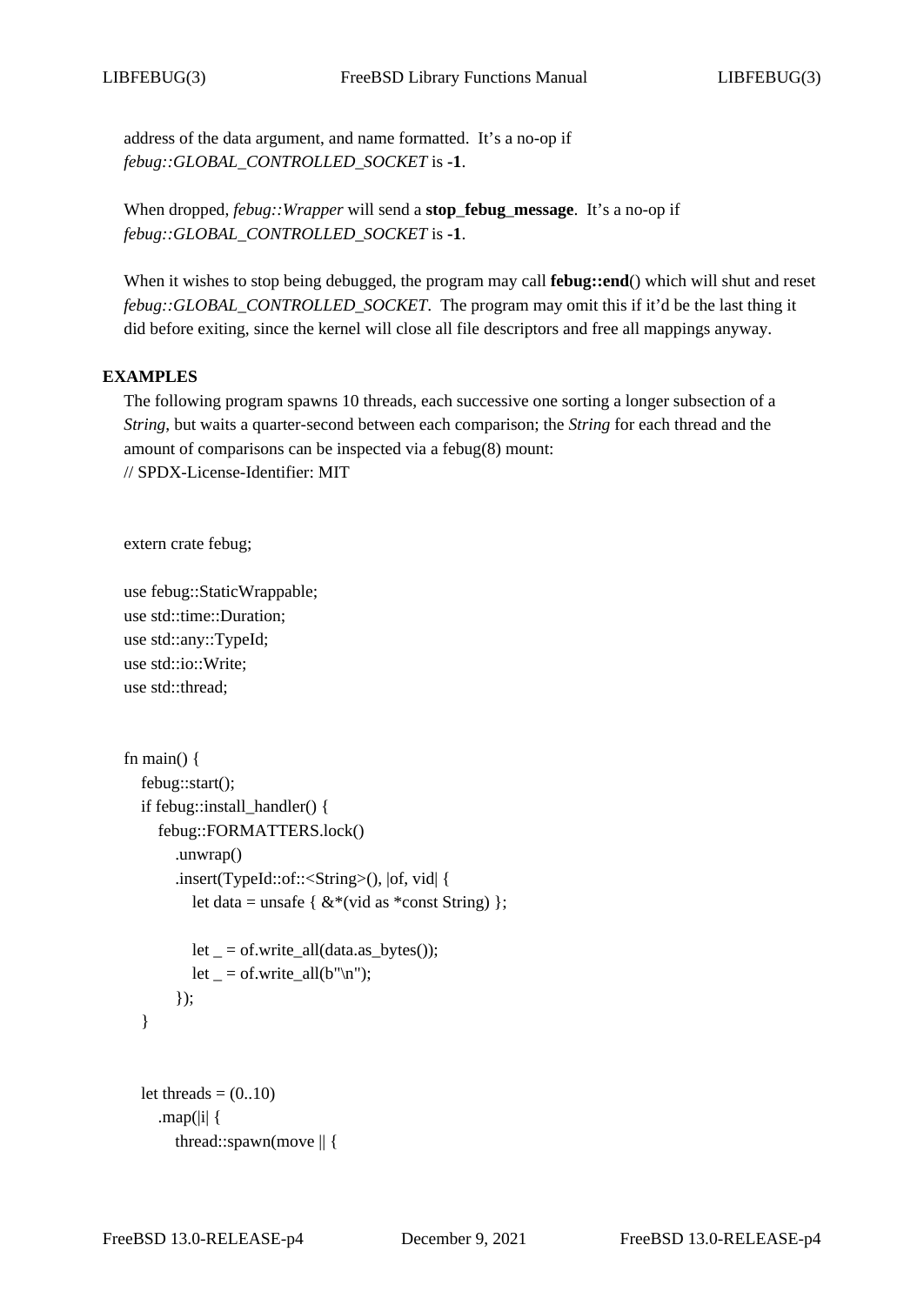address of the data argument, and name formatted. It's a no-op if *febug::GLOBAL_CONTROLLED_SOCKET* is **-1**.

When dropped, *febug::Wrapper* will send a **stop_febug_message**. It's a no-op if *febug::GLOBAL_CONTROLLED_SOCKET* is **-1**.

When it wishes to stop being debugged, the program may call **febug::end**() which will shut and reset *febug::GLOBAL_CONTROLLED_SOCKET*. The program may omit this if it'd be the last thing it did before exiting, since the kernel will close all file descriptors and free all mappings anyway.

## EXAMPLES

The following program spawns 10 threads, each successive one sorting a longer subsection of a *String*, but waits a quarter-second between each comparison; the *String* for each thread and the amount of comparisons can be inspected via a febug(8) mount:

```
// SPDX-License-Identifier: MIT


extern crate febug;

use febug::StaticWrappable;
use std::time::Duration;
use std::any::TypeId;
use std::io::Write;
use std::thread;


fn main() {
    febug::start();
    if febug::install_handler() {
        febug::FORMATTERS.lock()
            .unwrap()
            .insert(TypeId::of::<String>(), |of, vid| {
                let data = unsafe { &*(vid as *const String) };

                let _ = of.write_all(data.as_bytes());
                let _ = of.write_all(b"\n");
            });
    }


    let threads = (0..10)
        .map(|i| {
            thread::spawn(move || {
```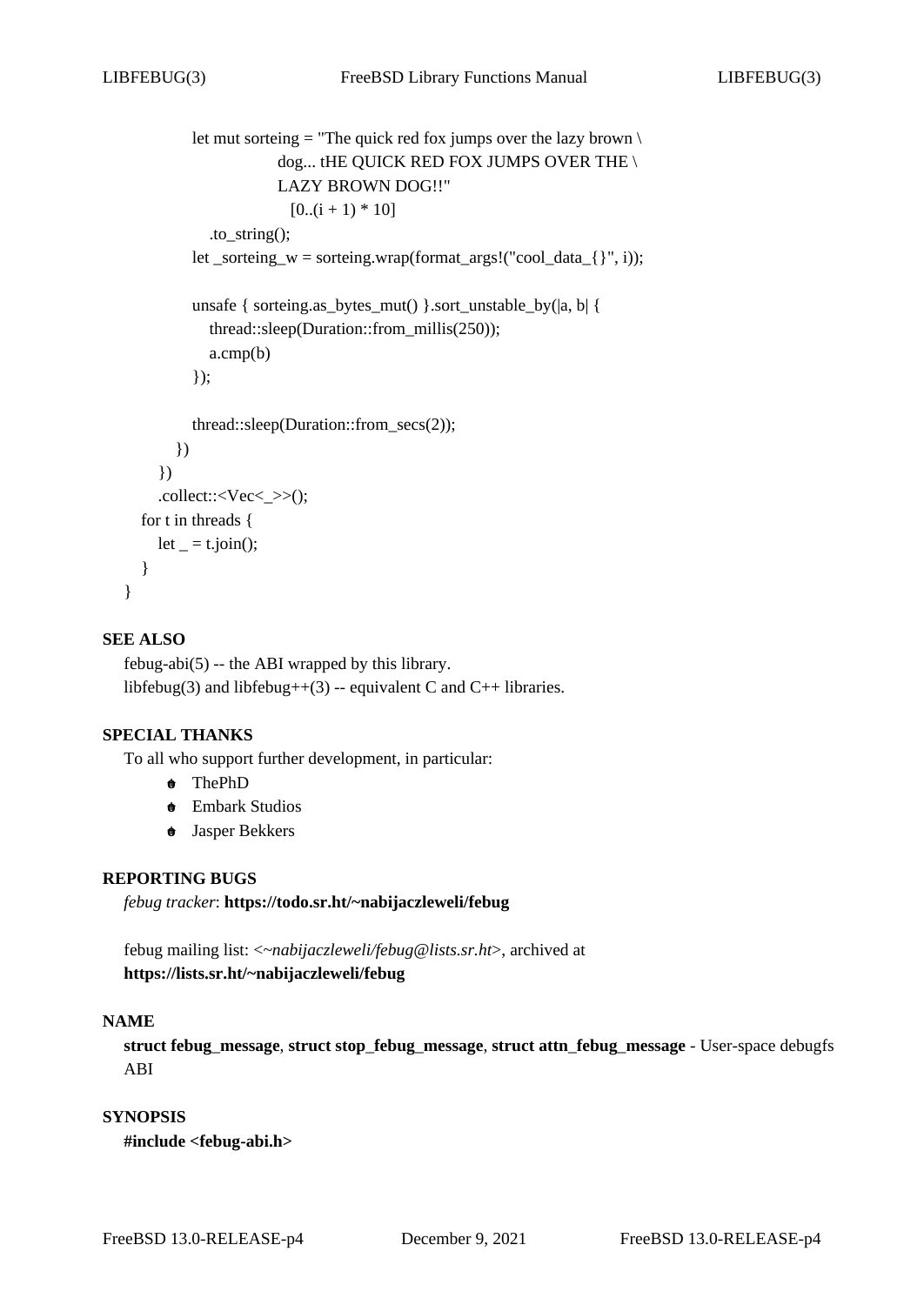```
            let mut sorteing = "The quick red fox jumps over the lazy brown \
                         dog... tHE QUICK RED FOX JUMPS OVER THE \
                         LAZY BROWN DOG!!"
                           [0..(i + 1) * 10]
                .to_string();
            let _sorteing_w = sorteing.wrap(format_args!("cool_data_{}", i));

            unsafe { sorteing.as_bytes_mut() }.sort_unstable_by(|a, b| {
                thread::sleep(Duration::from_millis(250));
                a.cmp(b)
            });

            thread::sleep(Duration::from_secs(2));
        })
    })
    .collect::<Vec<_>>();
  for t in threads {
    let _ = t.join();
  }
}
```

## SEE ALSO

febug-abi(5) -- the ABI wrapped by this library.
libfebug(3) and libfebug++(3) -- equivalent C and C++ libraries.

## SPECIAL THANKS

To all who support further development, in particular:

- ThePhD
- Embark Studios
- Jasper Bekkers

## REPORTING BUGS

*febug tracker*: **https://todo.sr.ht/~nabijaczleweli/febug**

febug mailing list: <*~nabijaczleweli/febug@lists.sr.ht*>, archived at **https://lists.sr.ht/~nabijaczleweli/febug**

## NAME

**struct febug_message**, **struct stop_febug_message**, **struct attn_febug_message** - User-space debugfs ABI

## SYNOPSIS

**#include <febug-abi.h>**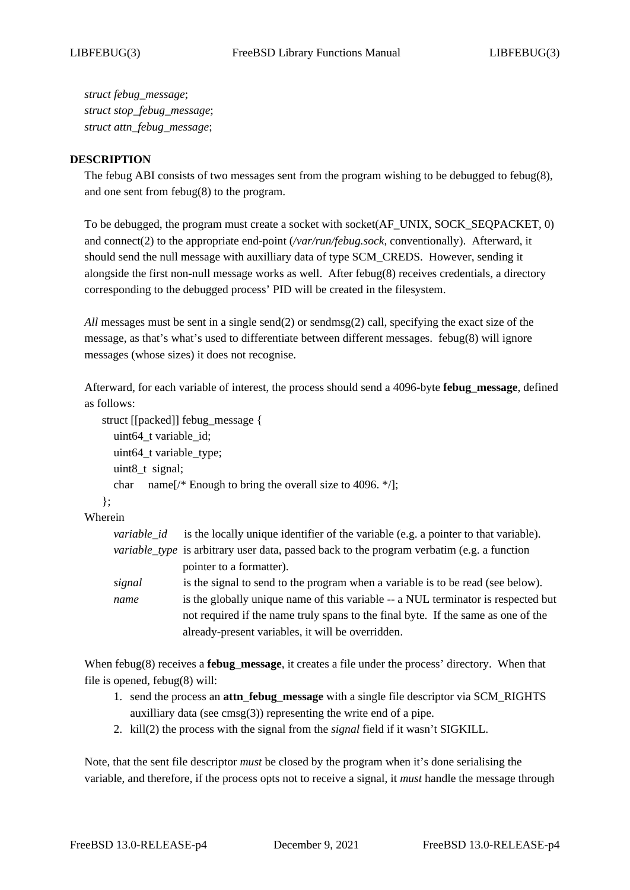*struct febug_message*;
*struct stop_febug_message*;
*struct attn_febug_message*;

## DESCRIPTION

The febug ABI consists of two messages sent from the program wishing to be debugged to febug(8), and one sent from febug(8) to the program.

To be debugged, the program must create a socket with socket(AF_UNIX, SOCK_SEQPACKET, 0) and connect(2) to the appropriate end-point (*/var/run/febug.sock*, conventionally). Afterward, it should send the null message with auxilliary data of type SCM_CREDS. However, sending it alongside the first non-null message works as well. After febug(8) receives credentials, a directory corresponding to the debugged process' PID will be created in the filesystem.

*All* messages must be sent in a single send(2) or sendmsg(2) call, specifying the exact size of the message, as that's what's used to differentiate between different messages. febug(8) will ignore messages (whose sizes) it does not recognise.

Afterward, for each variable of interest, the process should send a 4096-byte **febug_message**, defined as follows:

```
struct [[packed]] febug_message {
    uint64_t variable_id;
    uint64_t variable_type;
    uint8_t  signal;
    char     name[/* Enough to bring the overall size to 4096. */];
};
```

Wherein

- *variable_id* is the locally unique identifier of the variable (e.g. a pointer to that variable).
- *variable_type* is arbitrary user data, passed back to the program verbatim (e.g. a function pointer to a formatter).
- *signal* is the signal to send to the program when a variable is to be read (see below).
- *name* is the globally unique name of this variable -- a NUL terminator is respected but not required if the name truly spans to the final byte. If the same as one of the already-present variables, it will be overridden.

When febug(8) receives a **febug_message**, it creates a file under the process' directory. When that file is opened, febug(8) will:

1. send the process an **attn_febug_message** with a single file descriptor via SCM_RIGHTS auxilliary data (see cmsg(3)) representing the write end of a pipe.
2. kill(2) the process with the signal from the *signal* field if it wasn't SIGKILL.

Note, that the sent file descriptor *must* be closed by the program when it's done serialising the variable, and therefore, if the process opts not to receive a signal, it *must* handle the message through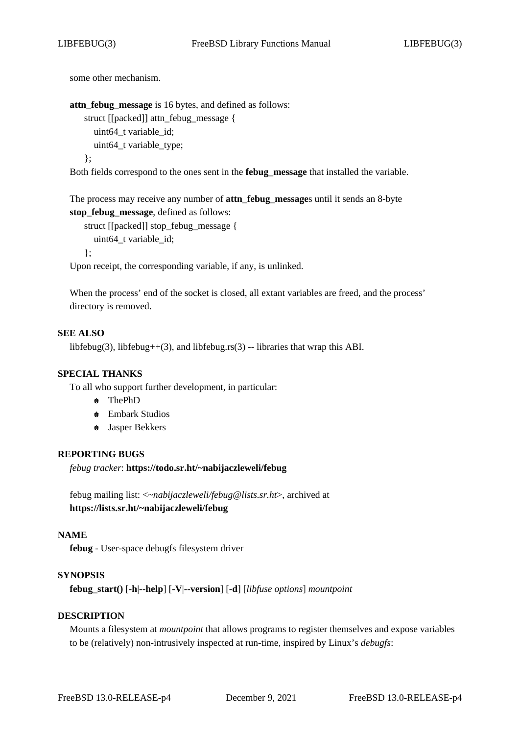some other mechanism.

**attn_febug_message** is 16 bytes, and defined as follows:

```
struct [[packed]] attn_febug_message {
    uint64_t variable_id;
    uint64_t variable_type;
};
```

Both fields correspond to the ones sent in the **febug_message** that installed the variable.

The process may receive any number of **attn_febug_message**s until it sends an 8-byte **stop_febug_message**, defined as follows:

```
struct [[packed]] stop_febug_message {
    uint64_t variable_id;
};
```

Upon receipt, the corresponding variable, if any, is unlinked.

When the process' end of the socket is closed, all extant variables are freed, and the process' directory is removed.

## SEE ALSO

libfebug(3), libfebug++(3), and libfebug.rs(3) -- libraries that wrap this ABI.

## SPECIAL THANKS

To all who support further development, in particular:

- ThePhD
- Embark Studios
- Jasper Bekkers

## REPORTING BUGS

*febug tracker*: **https://todo.sr.ht/~nabijaczleweli/febug**

febug mailing list: <*~nabijaczleweli/febug@lists.sr.ht*>, archived at **https://lists.sr.ht/~nabijaczleweli/febug**

## NAME

**febug** - User-space debugfs filesystem driver

## SYNOPSIS

**febug_start()** [**-h**|**--help**] [**-V**|**--version**] [**-d**] [*libfuse options*] *mountpoint*

## DESCRIPTION

Mounts a filesystem at *mountpoint* that allows programs to register themselves and expose variables to be (relatively) non-intrusively inspected at run-time, inspired by Linux's *debugfs*: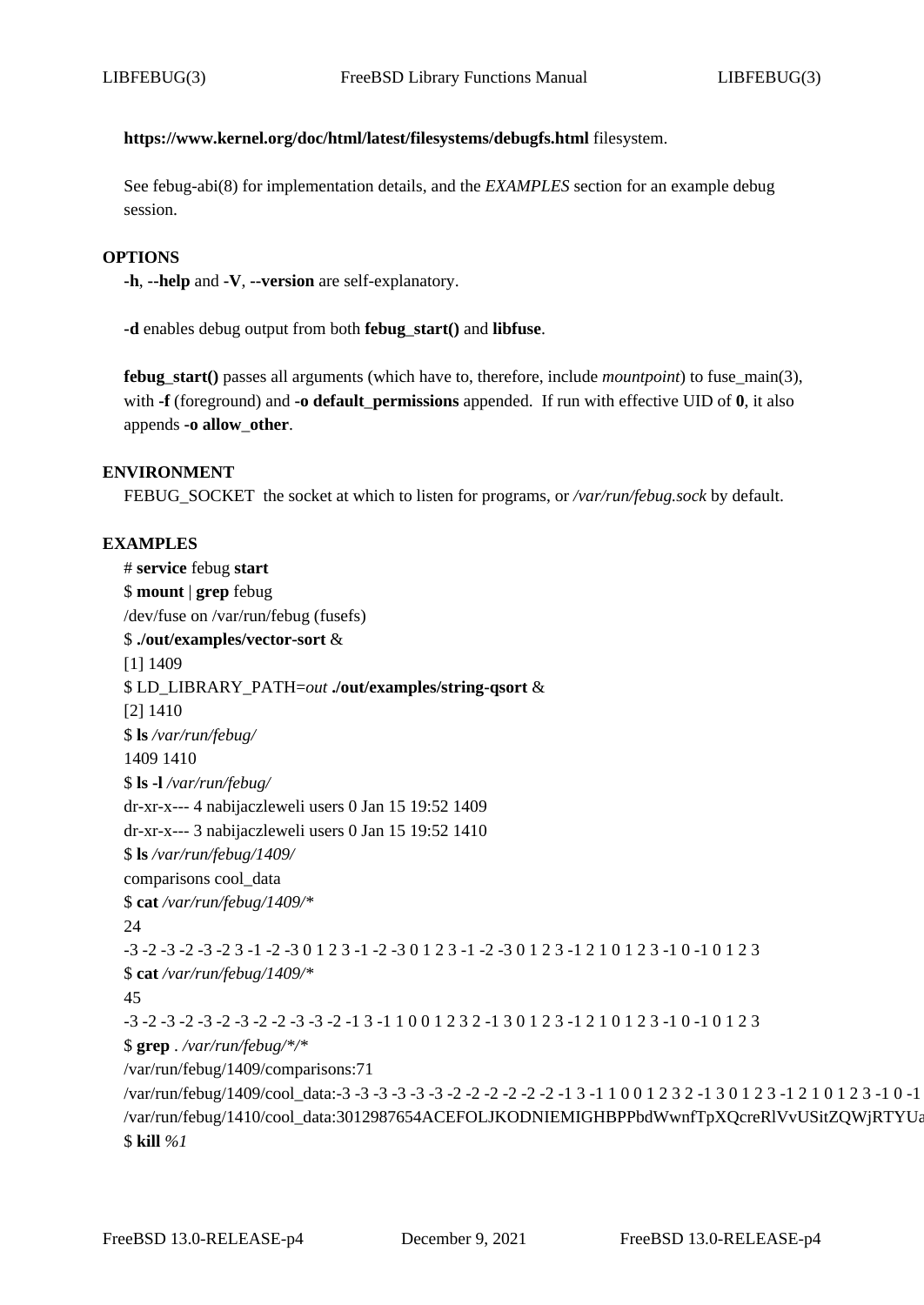**https://www.kernel.org/doc/html/latest/filesystems/debugfs.html** filesystem.

See febug-abi(8) for implementation details, and the *EXAMPLES* section for an example debug session.

## OPTIONS

**-h**, **--help** and **-V**, **--version** are self-explanatory.

**-d** enables debug output from both **febug_start()** and **libfuse**.

**febug_start()** passes all arguments (which have to, therefore, include *mountpoint*) to fuse_main(3), with **-f** (foreground) and **-o default_permissions** appended. If run with effective UID of **0**, it also appends **-o allow_other**.

## ENVIRONMENT

FEBUG_SOCKET the socket at which to listen for programs, or */var/run/febug.sock* by default.

## EXAMPLES

```
# service febug start
$ mount | grep febug
/dev/fuse on /var/run/febug (fusefs)
$ ./out/examples/vector-sort &
[1] 1409
$ LD_LIBRARY_PATH=out ./out/examples/string-qsort &
[2] 1410
$ ls /var/run/febug/
1409 1410
$ ls -l /var/run/febug/
dr-xr-x--- 4 nabijaczleweli users 0 Jan 15 19:52 1409
dr-xr-x--- 3 nabijaczleweli users 0 Jan 15 19:52 1410
$ ls /var/run/febug/1409/
comparisons cool_data
$ cat /var/run/febug/1409/*
24
-3 -2 -3 -2 -3 -2 3 -1 -2 -3 0 1 2 3 -1 -2 -3 0 1 2 3 -1 -2 -3 0 1 2 3 -1 2 1 0 1 2 3 -1 0 -1 0 1 2 3
$ cat /var/run/febug/1409/*
45
-3 -2 -3 -2 -3 -2 -3 -2 -2 -3 -3 -2 -1 3 -1 1 0 0 1 2 3 2 -1 3 0 1 2 3 -1 2 1 0 1 2 3 -1 0 -1 0 1 2 3
$ grep . /var/run/febug/*/*
/var/run/febug/1409/comparisons:71
/var/run/febug/1409/cool_data:-3 -3 -3 -3 -3 -3 -2 -2 -2 -2 -2 -2 -1 3 -1 1 0 0 1 2 3 2 -1 3 0 1 2 3 -1 2 1 0 1 2 3 -1 0 -1
/var/run/febug/1410/cool_data:3012987654ACEFOLJKODNIEMIGHBPPbdWwnfTpXQcreRlVvUSitZQWjRTYUa
$ kill %1
```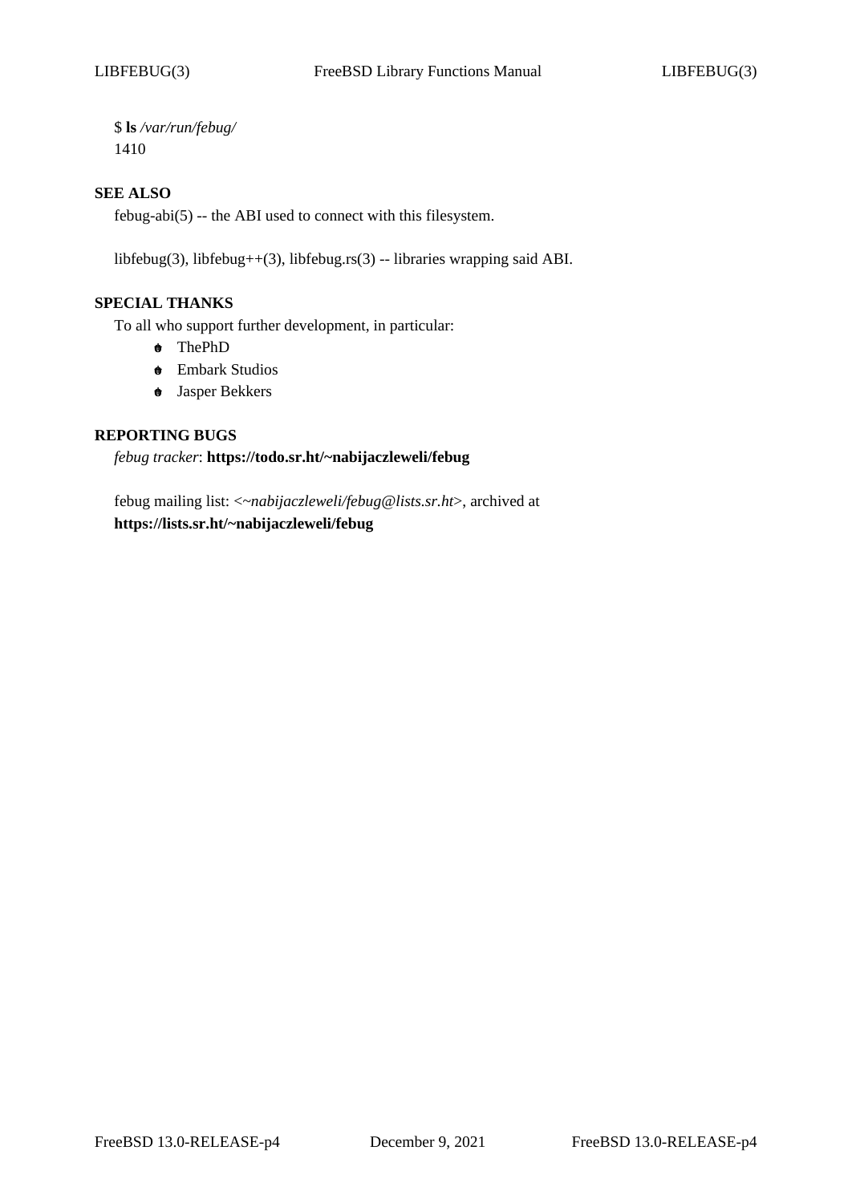$ **ls** */var/run/febug/*
1410

## SEE ALSO

febug-abi(5) -- the ABI used to connect with this filesystem.

libfebug(3), libfebug++(3), libfebug.rs(3) -- libraries wrapping said ABI.

## SPECIAL THANKS

To all who support further development, in particular:

- ThePhD
- Embark Studios
- Jasper Bekkers

## REPORTING BUGS

*febug tracker*: **https://todo.sr.ht/~nabijaczleweli/febug**

febug mailing list: <*~nabijaczleweli/febug@lists.sr.ht*>, archived at **https://lists.sr.ht/~nabijaczleweli/febug**